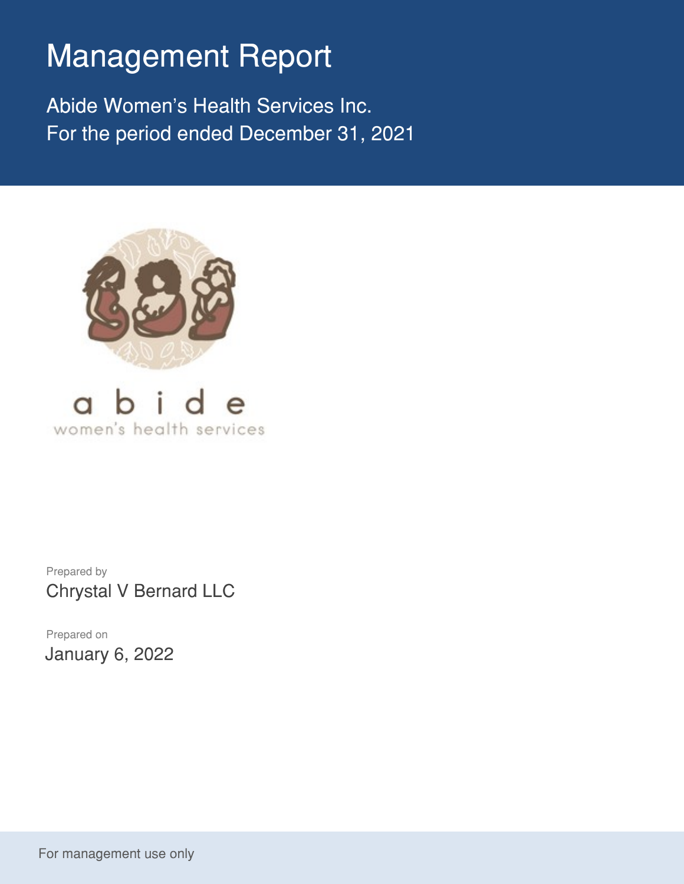# Management Report

Abide Women's Health Services Inc.
For the period ended December 31, 2021

a b i d e
women's health services

Prepared by
Chrystal V Bernard LLC

Prepared on
January 6, 2022

For management use only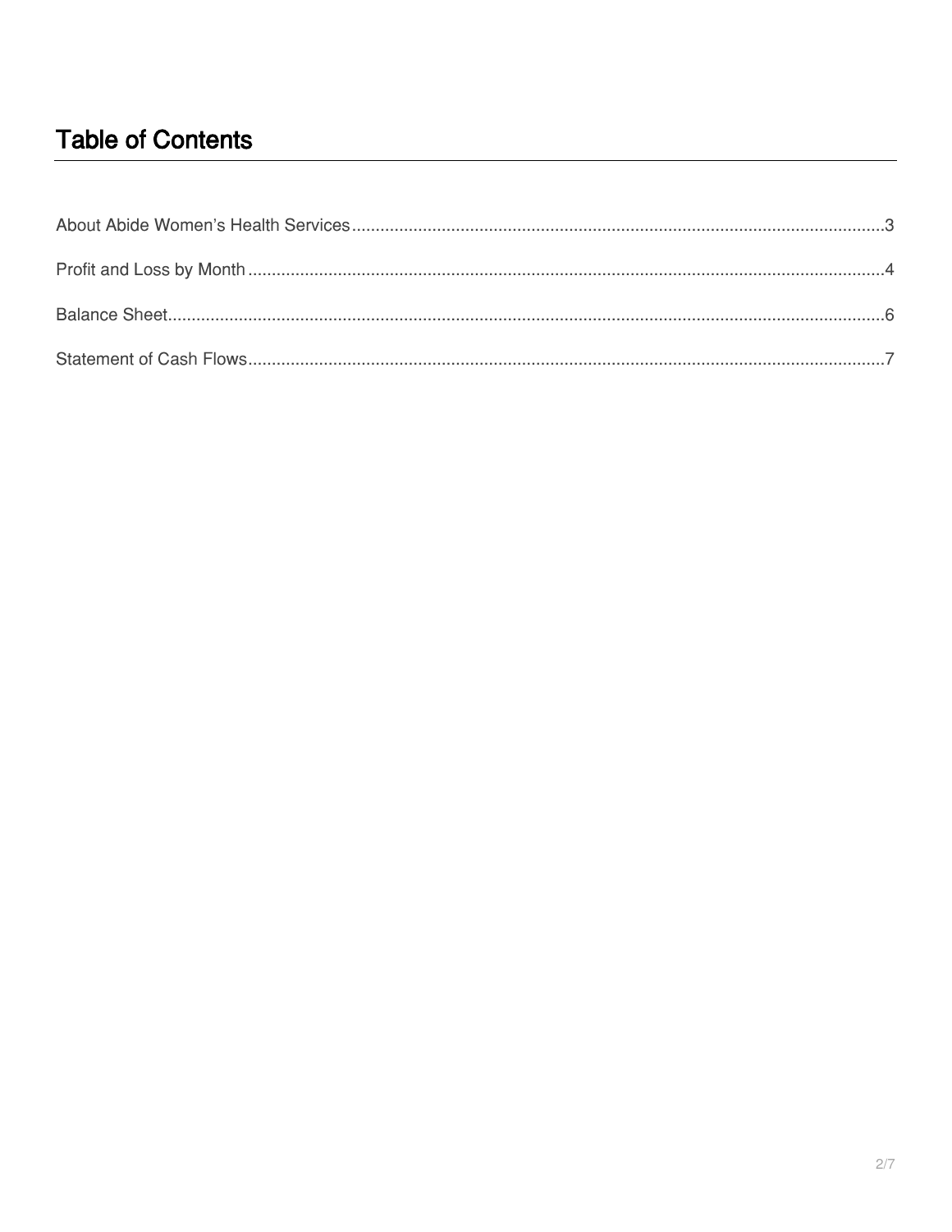# Table of Contents

About Abide Women's Health Services........................................................................................................3

Profit and Loss by Month..............................................................................................................................4

Balance Sheet................................................................................................................................................6

Statement of Cash Flows..............................................................................................................................7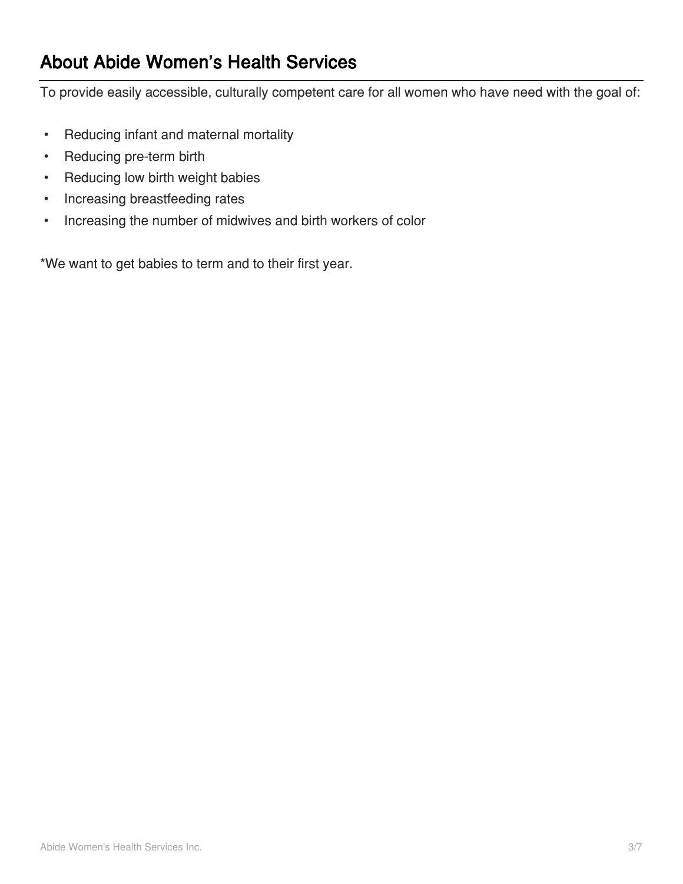## About Abide Women's Health Services

To provide easily accessible, culturally competent care for all women who have need with the goal of:

- Reducing infant and maternal mortality
- Reducing pre-term birth
- Reducing low birth weight babies
- Increasing breastfeeding rates
- Increasing the number of midwives and birth workers of color

*We want to get babies to term and to their first year.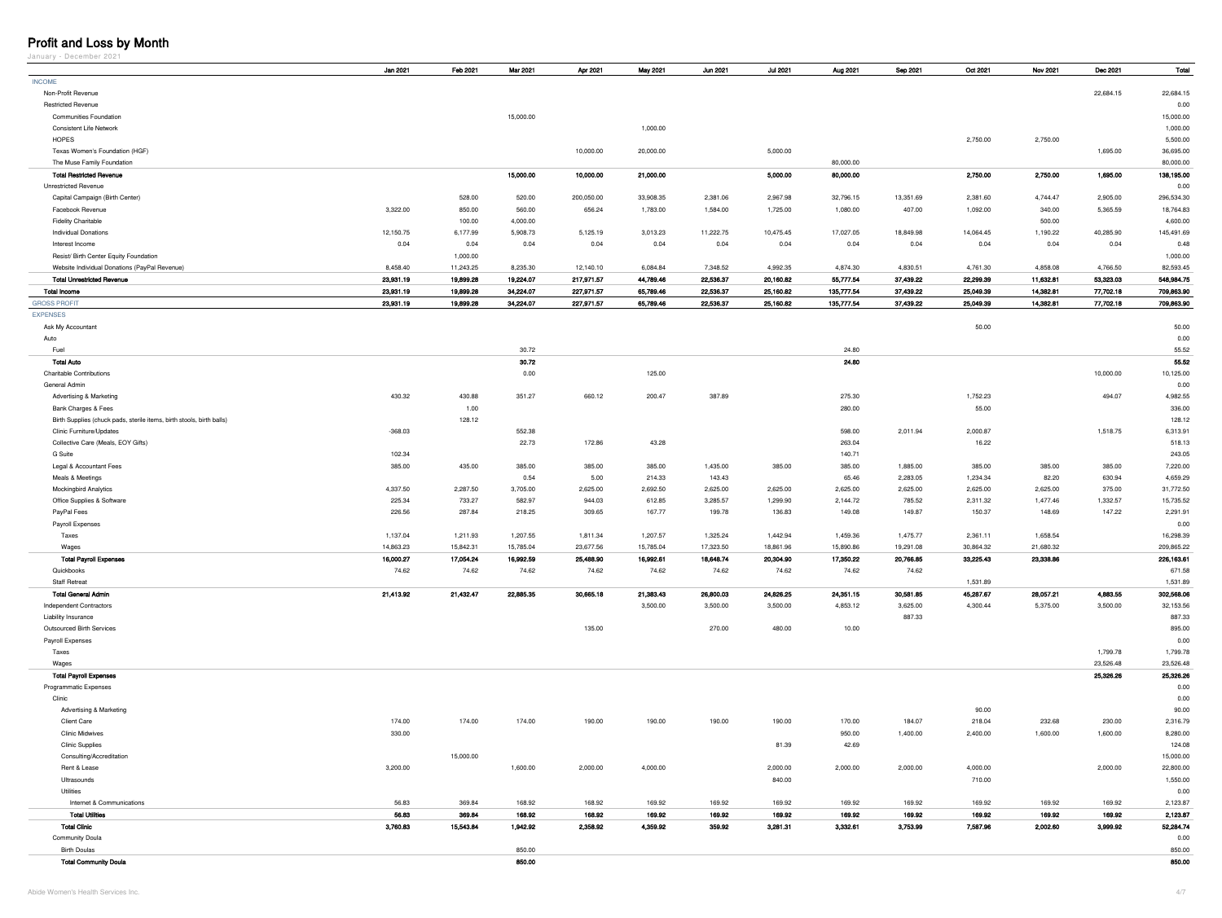# Profit and Loss by Month

January - December 2021

| | Jan 2021 | Feb 2021 | Mar 2021 | Apr 2021 | May 2021 | Jun 2021 | Jul 2021 | Aug 2021 | Sep 2021 | Oct 2021 | Nov 2021 | Dec 2021 | Total |
|---|---|---|---|---|---|---|---|---|---|---|---|---|---|
| INCOME | | | | | | | | | | | | | |
| Non-Profit Revenue | | | | | | | | | | | | 22,684.15 | 22,684.15 |
| Restricted Revenue | | | | | | | | | | | | | 0.00 |
| Communities Foundation | | | 15,000.00 | | | | | | | | | | 15,000.00 |
| Consistent Life Network | | | | | 1,000.00 | | | | | | | | 1,000.00 |
| HOPES | | | | | | | | | | 2,750.00 | 2,750.00 | | 5,500.00 |
| Texas Women's Foundation (HGF) | | | | 10,000.00 | 20,000.00 | | 5,000.00 | | | | | 1,695.00 | 36,695.00 |
| The Muse Family Foundation | | | | | | | | 80,000.00 | | | | | 80,000.00 |
| **Total Restricted Revenue** | | | **15,000.00** | **10,000.00** | **21,000.00** | | **5,000.00** | **80,000.00** | | **2,750.00** | **2,750.00** | **1,695.00** | **138,195.00** |
| Unrestricted Revenue | | | | | | | | | | | | | 0.00 |
| Capital Campaign (Birth Center) | | 528.00 | 520.00 | 200,050.00 | 33,908.35 | 2,381.06 | 2,967.98 | 32,796.15 | 13,351.69 | 2,381.60 | 4,744.47 | 2,905.00 | 296,534.30 |
| Facebook Revenue | 3,322.00 | 850.00 | 560.00 | 656.24 | 1,783.00 | 1,584.00 | 1,725.00 | 1,080.00 | 407.00 | 1,092.00 | 340.00 | 5,365.59 | 18,764.83 |
| Fidelity Charitable | | 100.00 | 4,000.00 | | | | | | | | 500.00 | | 4,600.00 |
| Individual Donations | 12,150.75 | 6,177.99 | 5,908.73 | 5,125.19 | 3,013.23 | 11,222.75 | 10,475.45 | 17,027.05 | 18,849.98 | 14,064.45 | 1,190.22 | 40,285.90 | 145,491.69 |
| Interest Income | 0.04 | 0.04 | 0.04 | 0.04 | 0.04 | 0.04 | 0.04 | 0.04 | 0.04 | 0.04 | 0.04 | 0.04 | 0.48 |
| Resist/ Birth Center Equity Foundation | | 1,000.00 | | | | | | | | | | | 1,000.00 |
| Website Individual Donations (PayPal Revenue) | 8,458.40 | 11,243.25 | 8,235.30 | 12,140.10 | 6,084.84 | 7,348.52 | 4,992.35 | 4,874.30 | 4,830.51 | 4,761.30 | 4,858.08 | 4,766.50 | 82,593.45 |
| **Total Unrestricted Revenue** | **23,931.19** | **19,899.28** | **19,224.07** | **217,971.57** | **44,789.46** | **22,536.37** | **20,160.82** | **55,777.54** | **37,439.22** | **22,299.39** | **11,632.81** | **53,323.03** | **548,984.75** |
| **Total Income** | **23,931.19** | **19,899.28** | **34,224.07** | **227,971.57** | **65,789.46** | **22,536.37** | **25,160.82** | **135,777.54** | **37,439.22** | **25,049.39** | **14,382.81** | **77,702.18** | **709,863.90** |
| GROSS PROFIT | **23,931.19** | **19,899.28** | **34,224.07** | **227,971.57** | **65,789.46** | **22,536.37** | **25,160.82** | **135,777.54** | **37,439.22** | **25,049.39** | **14,382.81** | **77,702.18** | **709,863.90** |
| EXPENSES | | | | | | | | | | | | | |
| Ask My Accountant | | | | | | | | | | 50.00 | | | 50.00 |
| Auto | | | | | | | | | | | | | 0.00 |
| Fuel | | | 30.72 | | | | | 24.80 | | | | | 55.52 |
| **Total Auto** | | | **30.72** | | | | | **24.80** | | | | | **55.52** |
| Charitable Contributions | | | 0.00 | | 125.00 | | | | | | | 10,000.00 | 10,125.00 |
| General Admin | | | | | | | | | | | | | 0.00 |
| Advertising & Marketing | 430.32 | 430.88 | 351.27 | 660.12 | 200.47 | 387.89 | | 275.30 | | 1,752.23 | | 494.07 | 4,982.55 |
| Bank Charges & Fees | | 1.00 | | | | | | 280.00 | | 55.00 | | | 336.00 |
| Birth Supplies (chuck pads, sterile items, birth stools, birth balls) | | 128.12 | | | | | | | | | | | 128.12 |
| Clinic Furniture/Updates | -368.03 | | 552.38 | | | | | 598.00 | 2,011.94 | 2,000.87 | | 1,518.75 | 6,313.91 |
| Collective Care (Meals, EOY Gifts) | | | 22.73 | 172.86 | 43.28 | | | 263.04 | | 16.22 | | | 518.13 |
| G Suite | 102.34 | | | | | | | 140.71 | | | | | 243.05 |
| Legal & Accountant Fees | 385.00 | 435.00 | 385.00 | 385.00 | 385.00 | 1,435.00 | 385.00 | 385.00 | 1,885.00 | 385.00 | 385.00 | 385.00 | 7,220.00 |
| Meals & Meetings | | | 0.54 | 5.00 | 214.33 | 143.43 | | 65.46 | 2,283.05 | 1,234.34 | 82.20 | 630.94 | 4,659.29 |
| Mockingbird Analytics | 4,337.50 | 2,287.50 | 3,705.00 | 2,625.00 | 2,692.50 | 2,625.00 | 2,625.00 | 2,625.00 | 2,625.00 | 2,625.00 | 2,625.00 | 375.00 | 31,772.50 |
| Office Supplies & Software | 225.34 | 733.27 | 582.97 | 944.03 | 612.85 | 3,285.57 | 1,299.90 | 2,144.72 | 785.52 | 2,311.32 | 1,477.46 | 1,332.57 | 15,735.52 |
| PayPal Fees | 226.56 | 287.84 | 218.25 | 309.65 | 167.77 | 199.78 | 136.83 | 149.08 | 149.87 | 150.37 | 148.69 | 147.22 | 2,291.91 |
| Payroll Expenses | | | | | | | | | | | | | 0.00 |
| Taxes | 1,137.04 | 1,211.93 | 1,207.55 | 1,811.34 | 1,207.57 | 1,325.24 | 1,442.94 | 1,459.36 | 1,475.77 | 2,361.11 | 1,658.54 | | 16,298.39 |
| Wages | 14,863.23 | 15,842.31 | 15,785.04 | 23,677.56 | 15,785.04 | 17,323.50 | 18,861.96 | 15,890.86 | 19,291.08 | 30,864.32 | 21,680.32 | | 209,865.22 |
| **Total Payroll Expenses** | **16,000.27** | **17,054.24** | **16,992.59** | **25,488.90** | **16,992.61** | **18,648.74** | **20,304.90** | **17,350.22** | **20,766.85** | **33,225.43** | **23,338.86** | | **226,163.61** |
| Quickbooks | 74.62 | 74.62 | 74.62 | 74.62 | 74.62 | 74.62 | 74.62 | 74.62 | 74.62 | | | | 671.58 |
| Staff Retreat | | | | | | | | | | 1,531.89 | | | 1,531.89 |
| **Total General Admin** | **21,413.92** | **21,432.47** | **22,885.35** | **30,665.18** | **21,383.43** | **26,800.03** | **24,826.25** | **24,351.15** | **30,581.85** | **45,287.67** | **28,057.21** | **4,883.55** | **302,568.06** |
| Independent Contractors | | | | | 3,500.00 | 3,500.00 | 3,500.00 | 4,853.12 | 3,625.00 | 4,300.44 | 5,375.00 | 3,500.00 | 32,153.56 |
| Liability Insurance | | | | | | | | | 887.33 | | | | 887.33 |
| Outsourced Birth Services | | | | 135.00 | | 270.00 | 480.00 | 10.00 | | | | | 895.00 |
| Payroll Expenses | | | | | | | | | | | | | 0.00 |
| Taxes | | | | | | | | | | | | 1,799.78 | 1,799.78 |
| Wages | | | | | | | | | | | | 23,526.48 | 23,526.48 |
| **Total Payroll Expenses** | | | | | | | | | | | | **25,326.26** | **25,326.26** |
| Programmatic Expenses | | | | | | | | | | | | | 0.00 |
| Clinic | | | | | | | | | | | | | 0.00 |
| Advertising & Marketing | | | | | | | | | | 90.00 | | | 90.00 |
| Client Care | 174.00 | 174.00 | 174.00 | 190.00 | 190.00 | 190.00 | 190.00 | 170.00 | 184.07 | 218.04 | 232.68 | 230.00 | 2,316.79 |
| Clinic Midwives | 330.00 | | | | | | | 950.00 | 1,400.00 | 2,400.00 | 1,600.00 | 1,600.00 | 8,280.00 |
| Clinic Supplies | | | | | | | 81.39 | 42.69 | | | | | 124.08 |
| Consulting/Accreditation | | 15,000.00 | | | | | | | | | | | 15,000.00 |
| Rent & Lease | 3,200.00 | | 1,600.00 | 2,000.00 | 4,000.00 | | 2,000.00 | 2,000.00 | 2,000.00 | 4,000.00 | | 2,000.00 | 22,800.00 |
| Ultrasounds | | | | | | | 840.00 | | | 710.00 | | | 1,550.00 |
| Utilities | | | | | | | | | | | | | 0.00 |
| Internet & Communications | 56.83 | 369.84 | 168.92 | 168.92 | 169.92 | 169.92 | 169.92 | 169.92 | 169.92 | 169.92 | 169.92 | 169.92 | 2,123.87 |
| **Total Utilities** | **56.83** | **369.84** | **168.92** | **168.92** | **169.92** | **169.92** | **169.92** | **169.92** | **169.92** | **169.92** | **169.92** | **169.92** | **2,123.87** |
| **Total Clinic** | **3,760.83** | **15,543.84** | **1,942.92** | **2,358.92** | **4,359.92** | **359.92** | **3,281.31** | **3,332.61** | **3,753.99** | **7,587.96** | **2,002.60** | **3,999.92** | **52,284.74** |
| Community Doula | | | | | | | | | | | | | 0.00 |
| Birth Doulas | | | 850.00 | | | | | | | | | | 850.00 |
| **Total Community Doula** | | | **850.00** | | | | | | | | | | **850.00** |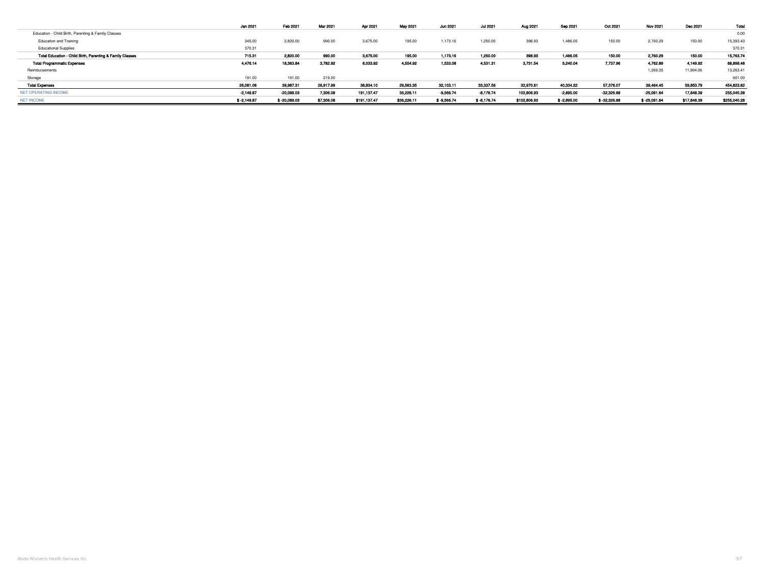| | Jan 2021 | Feb 2021 | Mar 2021 | Apr 2021 | May 2021 | Jun 2021 | Jul 2021 | Aug 2021 | Sep 2021 | Oct 2021 | Nov 2021 | Dec 2021 | Total |
|---|---|---|---|---|---|---|---|---|---|---|---|---|---|
| Education - Child Birth, Parenting & Family Classes | | | | | | | | | | | | | 0.00 |
| Education and Training | 345.00 | 2,820.00 | 990.00 | 3,675.00 | 195.00 | 1,173.16 | 1,250.00 | 398.93 | 1,486.05 | 150.00 | 2,760.29 | 150.00 | 15,393.43 |
| Educational Supplies | 370.31 | | | | | | | | | | | | 370.31 |
| **Total Education - Child Birth, Parenting & Family Classes** | **715.31** | **2,820.00** | **990.00** | **3,675.00** | **195.00** | **1,173.16** | **1,250.00** | **398.93** | **1,486.05** | **150.00** | **2,760.29** | **150.00** | **15,763.74** |
| **Total Programmatic Expenses** | **4,476.14** | **18,363.84** | **3,782.92** | **6,033.92** | **4,554.92** | **1,533.08** | **4,531.31** | **3,731.54** | **5,240.04** | **7,737.96** | **4,762.89** | **4,149.92** | **68,898.48** |
| Reimbursements | | | | | | | | | | | 1,269.35 | 11,994.06 | 13,263.41 |
| Storage | 191.00 | 191.00 | 219.00 | | | | | | | | | | 601.00 |
| **Total Expenses** | **26,081.06** | **39,987.31** | **26,917.99** | **36,834.10** | **29,563.35** | **32,103.11** | **33,337.56** | **32,970.61** | **40,334.22** | **57,376.07** | **39,464.45** | **59,853.79** | **454,823.62** |
| NET OPERATING INCOME | **-2,149.87** | **-20,088.03** | **7,306.08** | **191,137.47** | **36,226.11** | **-9,566.74** | **-8,176.74** | **102,806.93** | **-2,895.00** | **-32,326.68** | **-25,081.64** | **17,848.39** | **255,040.28** |
| NET INCOME | **$ -2,149.87** | **$ -20,088.03** | **$7,306.08** | **$191,137.47** | **$36,226.11** | **$ -9,566.74** | **$ -8,176.74** | **$102,806.93** | **$ -2,895.00** | **$ -32,326.68** | **$ -25,081.64** | **$17,848.39** | **$255,040.28** |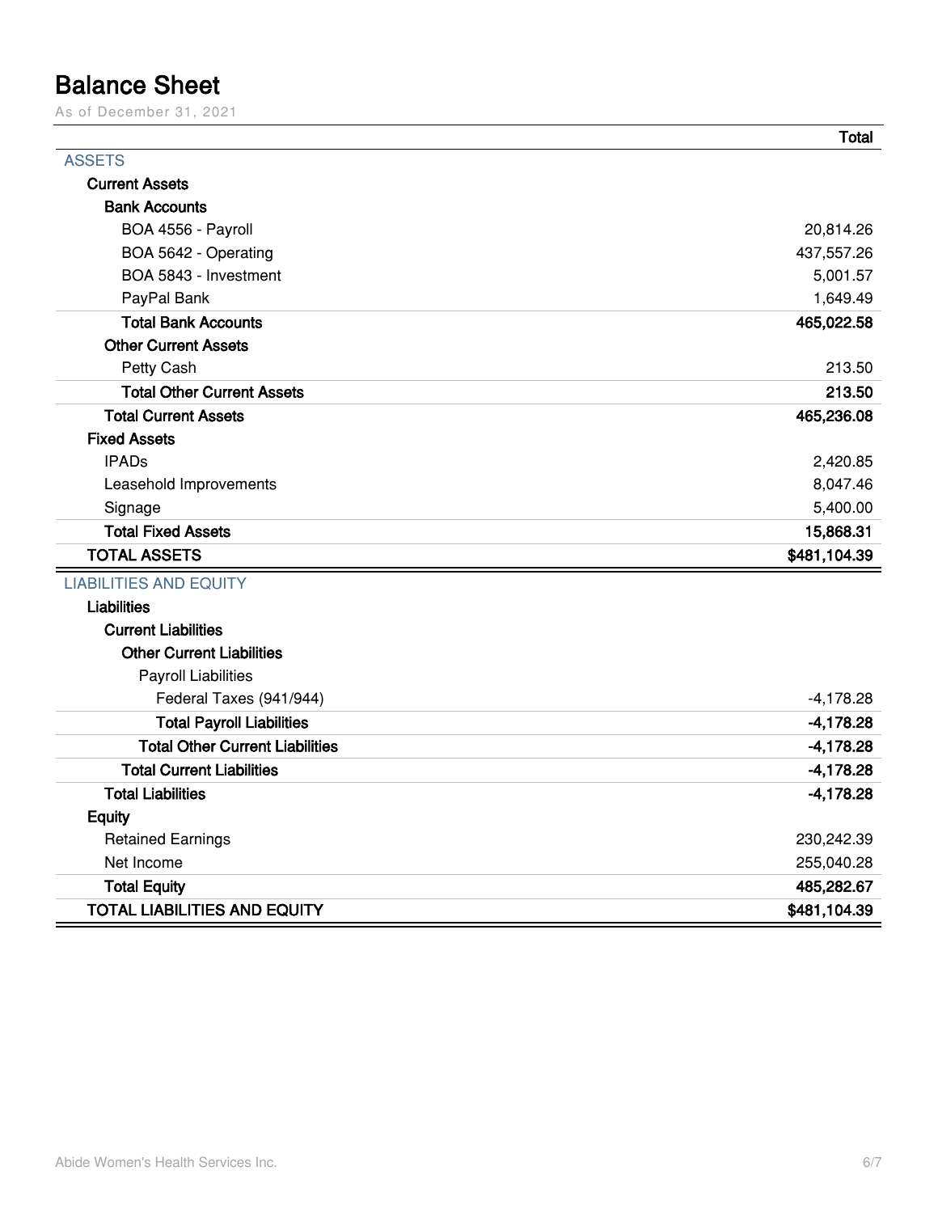# Balance Sheet

As of December 31, 2021

| | Total |
|---|---|
| **ASSETS** | |
| **Current Assets** | |
| **Bank Accounts** | |
| BOA 4556 - Payroll | 20,814.26 |
| BOA 5642 - Operating | 437,557.26 |
| BOA 5843 - Investment | 5,001.57 |
| PayPal Bank | 1,649.49 |
| **Total Bank Accounts** | **465,022.58** |
| **Other Current Assets** | |
| Petty Cash | 213.50 |
| **Total Other Current Assets** | **213.50** |
| **Total Current Assets** | **465,236.08** |
| **Fixed Assets** | |
| IPADs | 2,420.85 |
| Leasehold Improvements | 8,047.46 |
| Signage | 5,400.00 |
| **Total Fixed Assets** | **15,868.31** |
| **TOTAL ASSETS** | **$481,104.39** |
| **LIABILITIES AND EQUITY** | |
| **Liabilities** | |
| **Current Liabilities** | |
| **Other Current Liabilities** | |
| Payroll Liabilities | |
| Federal Taxes (941/944) | -4,178.28 |
| **Total Payroll Liabilities** | **-4,178.28** |
| **Total Other Current Liabilities** | **-4,178.28** |
| **Total Current Liabilities** | **-4,178.28** |
| **Total Liabilities** | **-4,178.28** |
| **Equity** | |
| Retained Earnings | 230,242.39 |
| Net Income | 255,040.28 |
| **Total Equity** | **485,282.67** |
| **TOTAL LIABILITIES AND EQUITY** | **$481,104.39** |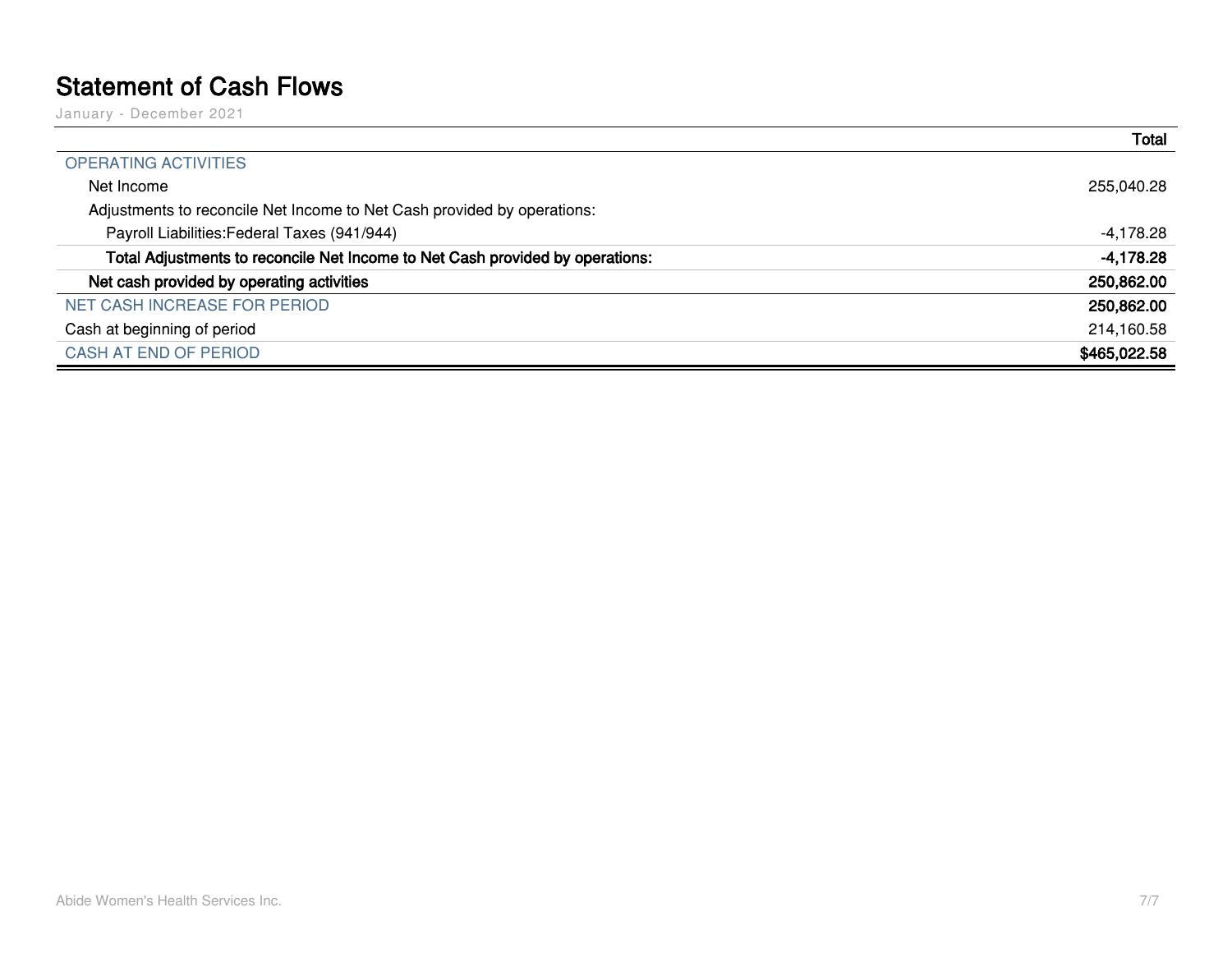# Statement of Cash Flows

January - December 2021

| | Total |
|---|---|
| OPERATING ACTIVITIES | |
| Net Income | 255,040.28 |
| Adjustments to reconcile Net Income to Net Cash provided by operations: | |
| Payroll Liabilities:Federal Taxes (941/944) | -4,178.28 |
| **Total Adjustments to reconcile Net Income to Net Cash provided by operations:** | **-4,178.28** |
| **Net cash provided by operating activities** | **250,862.00** |
| NET CASH INCREASE FOR PERIOD | **250,862.00** |
| Cash at beginning of period | 214,160.58 |
| CASH AT END OF PERIOD | **$465,022.58** |

Abide Women's Health Services Inc.